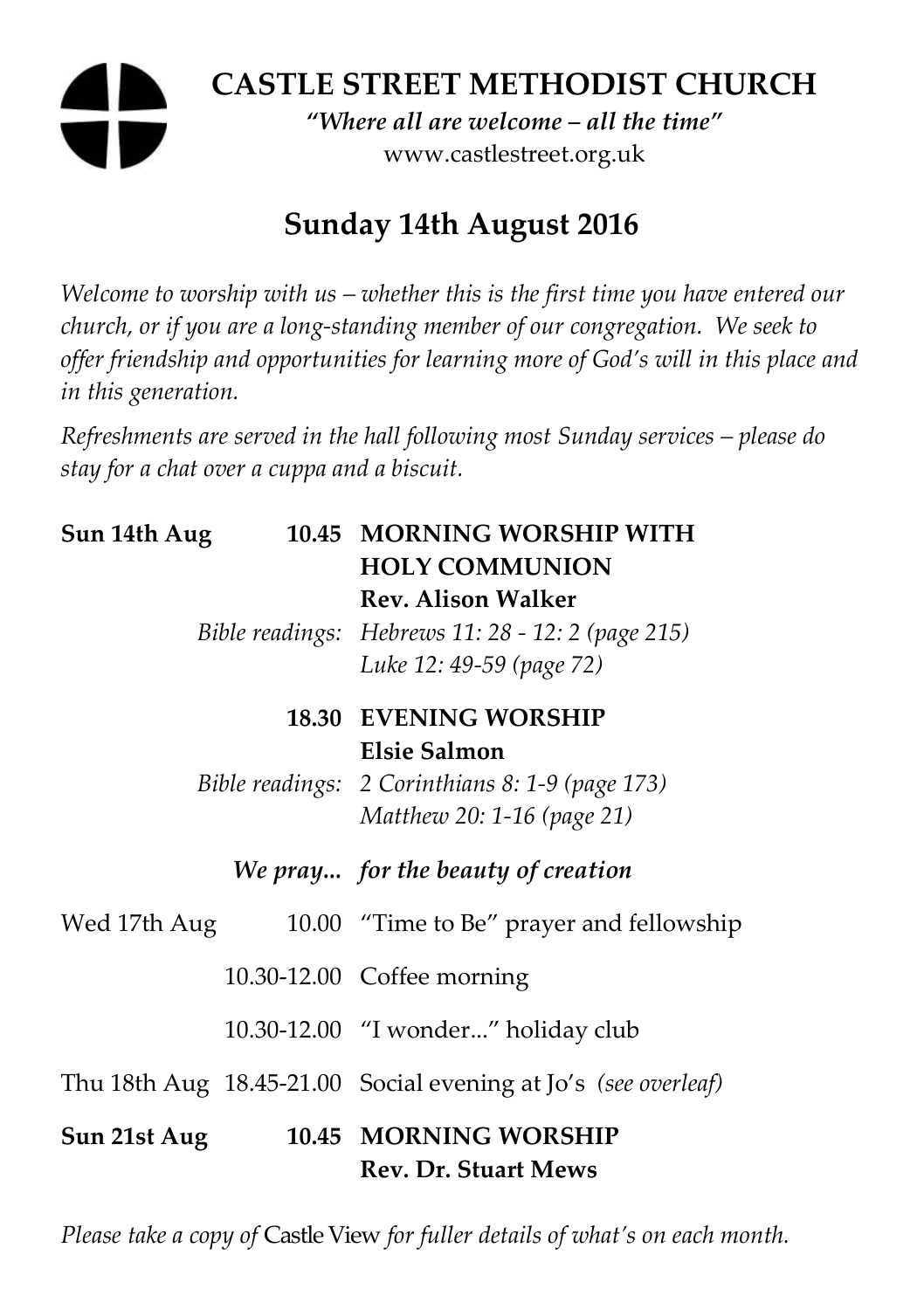# CASTLE STREET METHODIST CHURCH

*"Where all are welcome – all the time"*

www.castlestreet.org.uk

## Sunday 14th August 2016

*Welcome to worship with us – whether this is the first time you have entered our church, or if you are a long-standing member of our congregation. We seek to offer friendship and opportunities for learning more of God's will in this place and in this generation.*

*Refreshments are served in the hall following most Sunday services – please do stay for a chat over a cuppa and a biscuit.*

| | | |
|---|---|---|
| **Sun 14th Aug** | **10.45** | **MORNING WORSHIP WITH HOLY COMMUNION** |
| | | **Rev. Alison Walker** |
| | *Bible readings:* | *Hebrews 11: 28 - 12: 2 (page 215)* |
| | | *Luke 12: 49-59 (page 72)* |
| | **18.30** | **EVENING WORSHIP** |
| | | **Elsie Salmon** |
| | *Bible readings:* | *2 Corinthians 8: 1-9 (page 173)* |
| | | *Matthew 20: 1-16 (page 21)* |
| | ***We pray...*** | ***for the beauty of creation*** |
| Wed 17th Aug | 10.00 | "Time to Be" prayer and fellowship |
| | 10.30-12.00 | Coffee morning |
| | 10.30-12.00 | "I wonder..." holiday club |
| Thu 18th Aug | 18.45-21.00 | Social evening at Jo's *(see overleaf)* |
| **Sun 21st Aug** | **10.45** | **MORNING WORSHIP** |
| | | **Rev. Dr. Stuart Mews** |

*Please take a copy of* Castle View *for fuller details of what's on each month.*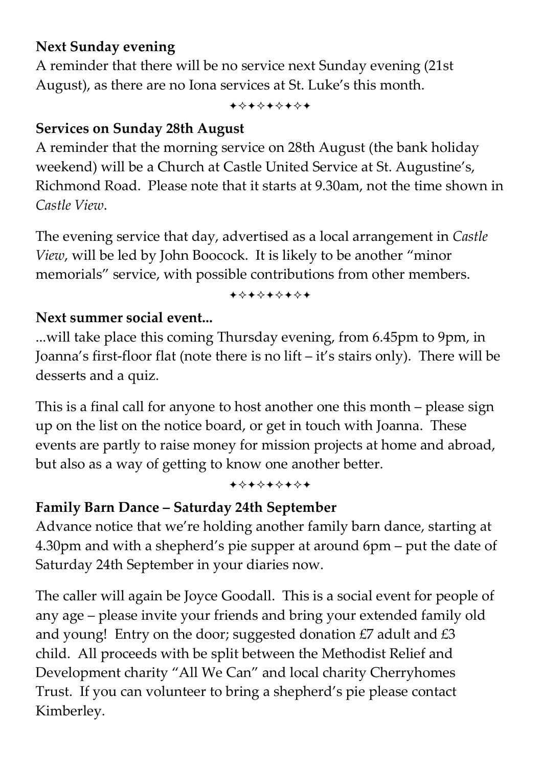**Next Sunday evening**

A reminder that there will be no service next Sunday evening (21st August), as there are no Iona services at St. Luke's this month.

✦✧✦✧✦✧✦✧✦

**Services on Sunday 28th August**

A reminder that the morning service on 28th August (the bank holiday weekend) will be a Church at Castle United Service at St. Augustine's, Richmond Road. Please note that it starts at 9.30am, not the time shown in *Castle View*.

The evening service that day, advertised as a local arrangement in *Castle View*, will be led by John Boocock. It is likely to be another "minor memorials" service, with possible contributions from other members.

✦✧✦✧✦✧✦✧✦

**Next summer social event...**

...will take place this coming Thursday evening, from 6.45pm to 9pm, in Joanna's first-floor flat (note there is no lift – it's stairs only). There will be desserts and a quiz.

This is a final call for anyone to host another one this month – please sign up on the list on the notice board, or get in touch with Joanna. These events are partly to raise money for mission projects at home and abroad, but also as a way of getting to know one another better.

✦✧✦✧✦✧✦✧✦

**Family Barn Dance – Saturday 24th September**

Advance notice that we're holding another family barn dance, starting at 4.30pm and with a shepherd's pie supper at around 6pm – put the date of Saturday 24th September in your diaries now.

The caller will again be Joyce Goodall. This is a social event for people of any age – please invite your friends and bring your extended family old and young! Entry on the door; suggested donation £7 adult and £3 child. All proceeds with be split between the Methodist Relief and Development charity "All We Can" and local charity Cherryhomes Trust. If you can volunteer to bring a shepherd's pie please contact Kimberley.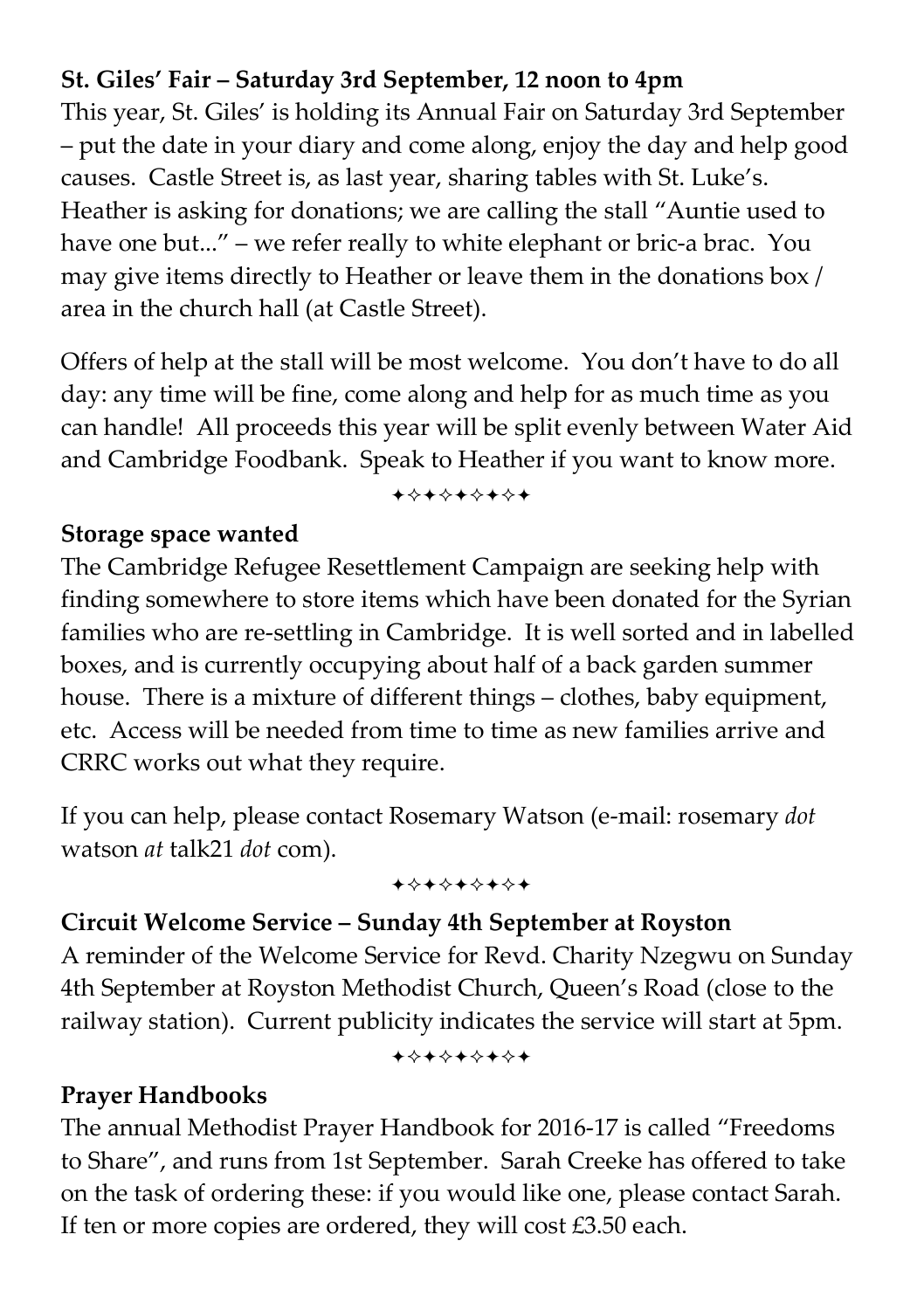**St. Giles' Fair – Saturday 3rd September, 12 noon to 4pm**

This year, St. Giles' is holding its Annual Fair on Saturday 3rd September – put the date in your diary and come along, enjoy the day and help good causes. Castle Street is, as last year, sharing tables with St. Luke's. Heather is asking for donations; we are calling the stall "Auntie used to have one but..." – we refer really to white elephant or bric-a brac. You may give items directly to Heather or leave them in the donations box / area in the church hall (at Castle Street).

Offers of help at the stall will be most welcome. You don't have to do all day: any time will be fine, come along and help for as much time as you can handle! All proceeds this year will be split evenly between Water Aid and Cambridge Foodbank. Speak to Heather if you want to know more.

✦✧✦✧✦✧✦✧✦

**Storage space wanted**

The Cambridge Refugee Resettlement Campaign are seeking help with finding somewhere to store items which have been donated for the Syrian families who are re-settling in Cambridge. It is well sorted and in labelled boxes, and is currently occupying about half of a back garden summer house. There is a mixture of different things – clothes, baby equipment, etc. Access will be needed from time to time as new families arrive and CRRC works out what they require.

If you can help, please contact Rosemary Watson (e-mail: rosemary *dot* watson *at* talk21 *dot* com).

✦✧✦✧✦✧✦✧✦

**Circuit Welcome Service – Sunday 4th September at Royston**

A reminder of the Welcome Service for Revd. Charity Nzegwu on Sunday 4th September at Royston Methodist Church, Queen's Road (close to the railway station). Current publicity indicates the service will start at 5pm.

✦✧✦✧✦✧✦✧✦

**Prayer Handbooks**

The annual Methodist Prayer Handbook for 2016-17 is called "Freedoms to Share", and runs from 1st September. Sarah Creeke has offered to take on the task of ordering these: if you would like one, please contact Sarah. If ten or more copies are ordered, they will cost £3.50 each.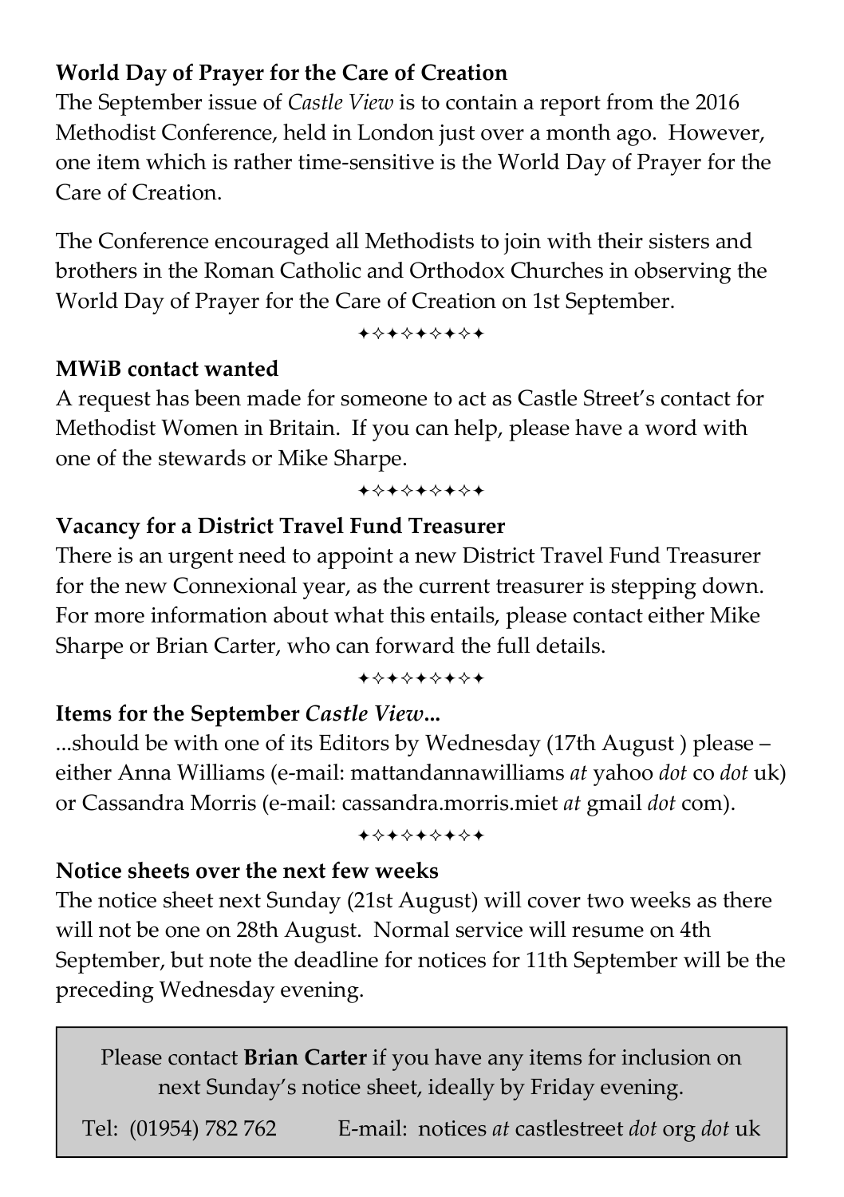**World Day of Prayer for the Care of Creation**

The September issue of *Castle View* is to contain a report from the 2016 Methodist Conference, held in London just over a month ago. However, one item which is rather time-sensitive is the World Day of Prayer for the Care of Creation.

The Conference encouraged all Methodists to join with their sisters and brothers in the Roman Catholic and Orthodox Churches in observing the World Day of Prayer for the Care of Creation on 1st September.

✦✧✦✧✦✧✦✧✦

**MWiB contact wanted**

A request has been made for someone to act as Castle Street's contact for Methodist Women in Britain. If you can help, please have a word with one of the stewards or Mike Sharpe.

✦✧✦✧✦✧✦✧✦

**Vacancy for a District Travel Fund Treasurer**

There is an urgent need to appoint a new District Travel Fund Treasurer for the new Connexional year, as the current treasurer is stepping down. For more information about what this entails, please contact either Mike Sharpe or Brian Carter, who can forward the full details.

✦✧✦✧✦✧✦✧✦

**Items for the September *Castle View*...**

...should be with one of its Editors by Wednesday (17th August ) please – either Anna Williams (e-mail: mattandannawilliams *at* yahoo *dot* co *dot* uk) or Cassandra Morris (e-mail: cassandra.morris.miet *at* gmail *dot* com).

✦✧✦✧✦✧✦✧✦

**Notice sheets over the next few weeks**

The notice sheet next Sunday (21st August) will cover two weeks as there will not be one on 28th August. Normal service will resume on 4th September, but note the deadline for notices for 11th September will be the preceding Wednesday evening.

Please contact **Brian Carter** if you have any items for inclusion on next Sunday's notice sheet, ideally by Friday evening.

Tel: (01954) 782 762 E-mail: notices *at* castlestreet *dot* org *dot* uk